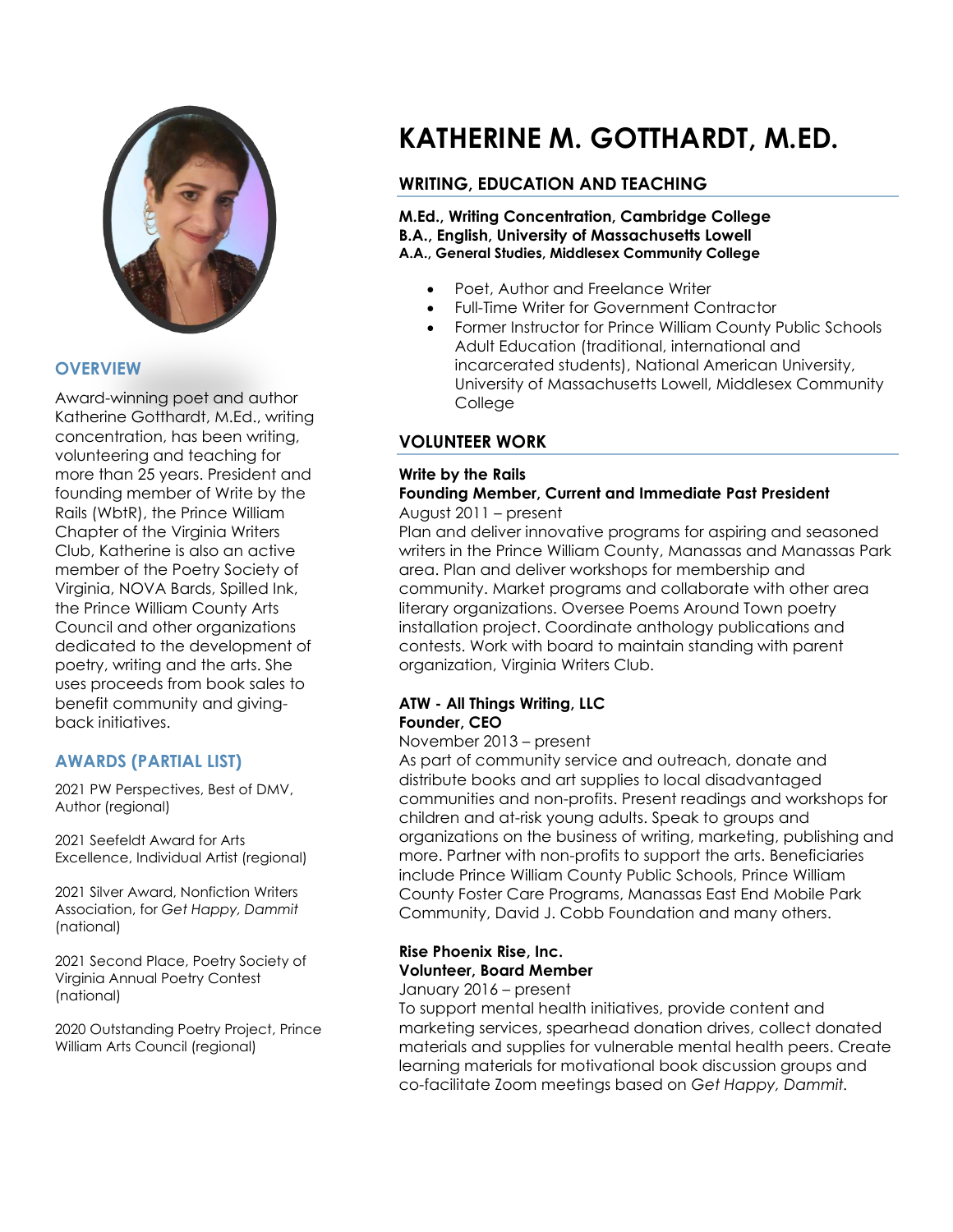# KATHERINE M. GOTTHARDT, M.ED.

## OVERVIEW

Award-winning poet and author Katherine Gotthardt, M.Ed., writing concentration, has been writing, volunteering and teaching for more than 25 years. President and founding member of Write by the Rails (WbtR), the Prince William Chapter of the Virginia Writers Club, Katherine is also an active member of the Poetry Society of Virginia, NOVA Bards, Spilled Ink, the Prince William County Arts Council and other organizations dedicated to the development of poetry, writing and the arts. She uses proceeds from book sales to benefit community and giving-back initiatives.

## AWARDS (PARTIAL LIST)

2021 PW Perspectives, Best of DMV, Author (regional)

2021 Seefeldt Award for Arts Excellence, Individual Artist (regional)

2021 Silver Award, Nonfiction Writers Association, for *Get Happy, Dammit* (national)

2021 Second Place, Poetry Society of Virginia Annual Poetry Contest (national)

2020 Outstanding Poetry Project, Prince William Arts Council (regional)

## WRITING, EDUCATION AND TEACHING

**M.Ed., Writing Concentration, Cambridge College**
**B.A., English, University of Massachusetts Lowell**
**A.A., General Studies, Middlesex Community College**

- Poet, Author and Freelance Writer
- Full-Time Writer for Government Contractor
- Former Instructor for Prince William County Public Schools Adult Education (traditional, international and incarcerated students), National American University, University of Massachusetts Lowell, Middlesex Community College

## VOLUNTEER WORK

**Write by the Rails**
**Founding Member, Current and Immediate Past President**
August 2011 – present
Plan and deliver innovative programs for aspiring and seasoned writers in the Prince William County, Manassas and Manassas Park area. Plan and deliver workshops for membership and community. Market programs and collaborate with other area literary organizations. Oversee Poems Around Town poetry installation project. Coordinate anthology publications and contests. Work with board to maintain standing with parent organization, Virginia Writers Club.

**ATW - All Things Writing, LLC**
**Founder, CEO**
November 2013 – present
As part of community service and outreach, donate and distribute books and art supplies to local disadvantaged communities and non-profits. Present readings and workshops for children and at-risk young adults. Speak to groups and organizations on the business of writing, marketing, publishing and more. Partner with non-profits to support the arts. Beneficiaries include Prince William County Public Schools, Prince William County Foster Care Programs, Manassas East End Mobile Park Community, David J. Cobb Foundation and many others.

**Rise Phoenix Rise, Inc.**
**Volunteer, Board Member**
January 2016 – present
To support mental health initiatives, provide content and marketing services, spearhead donation drives, collect donated materials and supplies for vulnerable mental health peers. Create learning materials for motivational book discussion groups and co-facilitate Zoom meetings based on *Get Happy, Dammit.*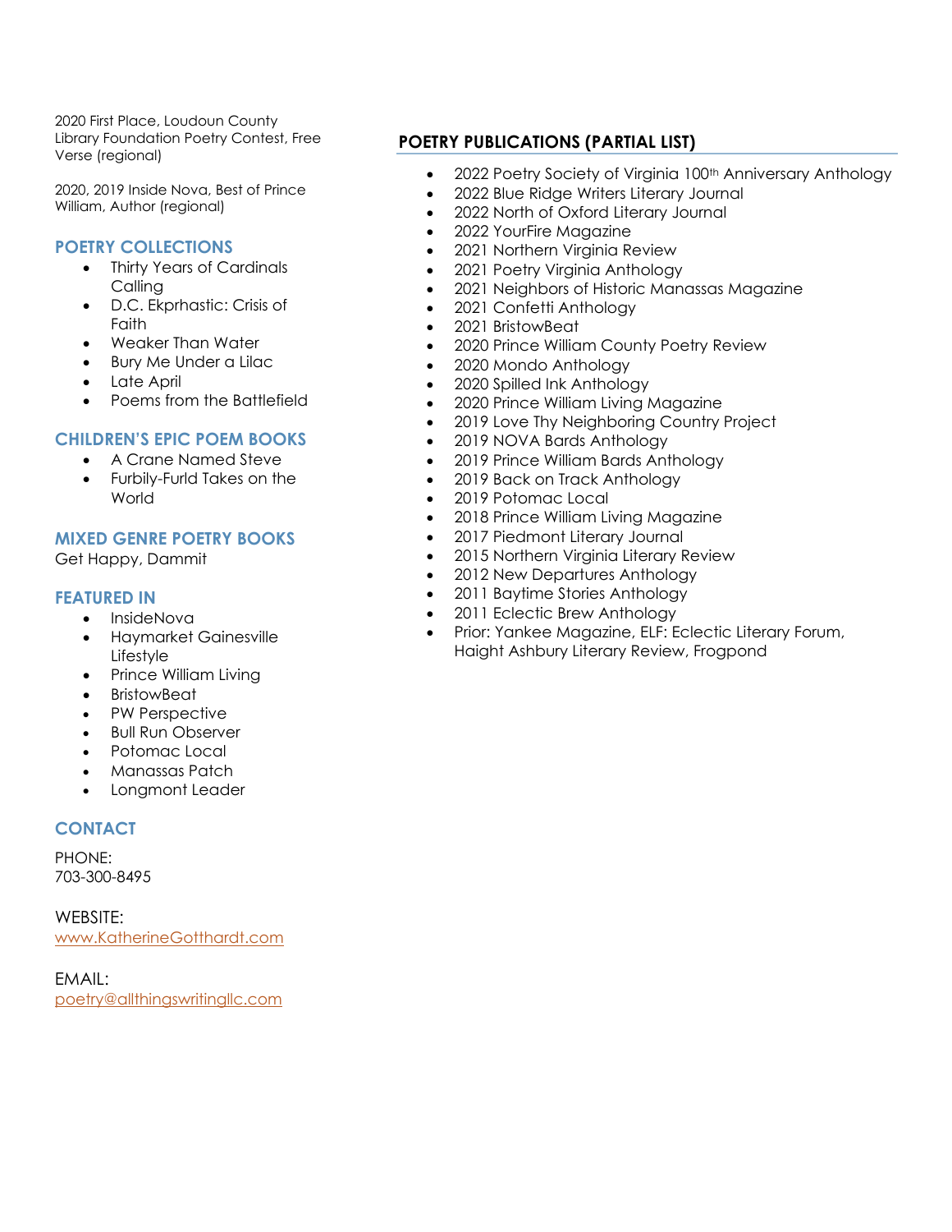2020 First Place, Loudoun County Library Foundation Poetry Contest, Free Verse (regional)

2020, 2019 Inside Nova, Best of Prince William, Author (regional)

## POETRY COLLECTIONS

- Thirty Years of Cardinals Calling
- D.C. Ekphrastic: Crisis of Faith
- Weaker Than Water
- Bury Me Under a Lilac
- Late April
- Poems from the Battlefield

## CHILDREN'S EPIC POEM BOOKS

- A Crane Named Steve
- Furbily-Furld Takes on the World

## MIXED GENRE POETRY BOOKS

Get Happy, Dammit

## FEATURED IN

- InsideNova
- Haymarket Gainesville Lifestyle
- Prince William Living
- BristowBeat
- PW Perspective
- Bull Run Observer
- Potomac Local
- Manassas Patch
- Longmont Leader

## CONTACT

PHONE:
703-300-8495

WEBSITE:
www.KatherineGotthardt.com

EMAIL:
poetry@allthingswritingllc.com

## POETRY PUBLICATIONS (PARTIAL LIST)

- 2022 Poetry Society of Virginia 100th Anniversary Anthology
- 2022 Blue Ridge Writers Literary Journal
- 2022 North of Oxford Literary Journal
- 2022 YourFire Magazine
- 2021 Northern Virginia Review
- 2021 Poetry Virginia Anthology
- 2021 Neighbors of Historic Manassas Magazine
- 2021 Confetti Anthology
- 2021 BristowBeat
- 2020 Prince William County Poetry Review
- 2020 Mondo Anthology
- 2020 Spilled Ink Anthology
- 2020 Prince William Living Magazine
- 2019 Love Thy Neighboring Country Project
- 2019 NOVA Bards Anthology
- 2019 Prince William Bards Anthology
- 2019 Back on Track Anthology
- 2019 Potomac Local
- 2018 Prince William Living Magazine
- 2017 Piedmont Literary Journal
- 2015 Northern Virginia Literary Review
- 2012 New Departures Anthology
- 2011 Baytime Stories Anthology
- 2011 Eclectic Brew Anthology
- Prior: Yankee Magazine, ELF: Eclectic Literary Forum, Haight Ashbury Literary Review, Frogpond